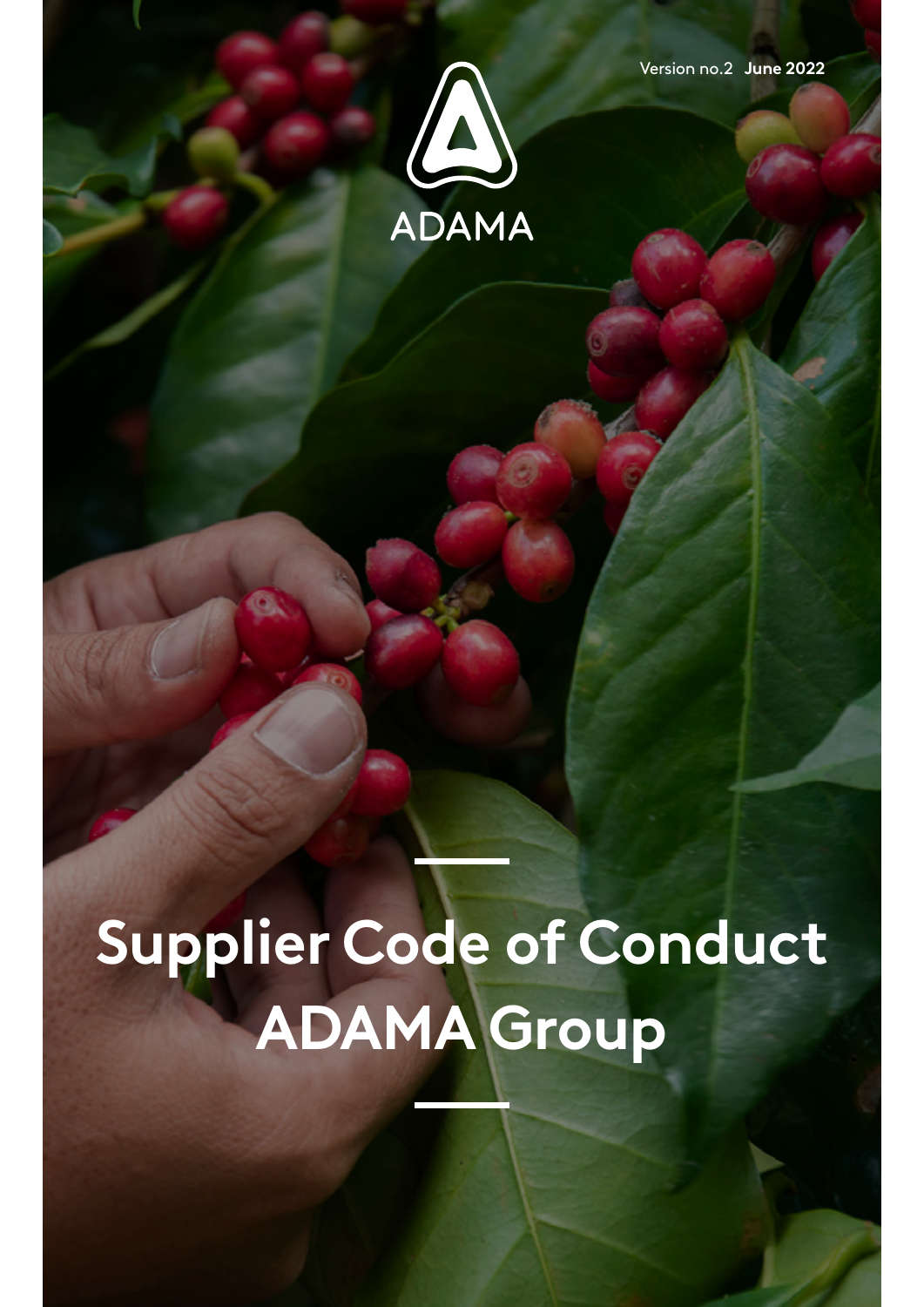Version no.2 **June 2022**

ADAMA

# Supplier Code of Conduct ADAMA Group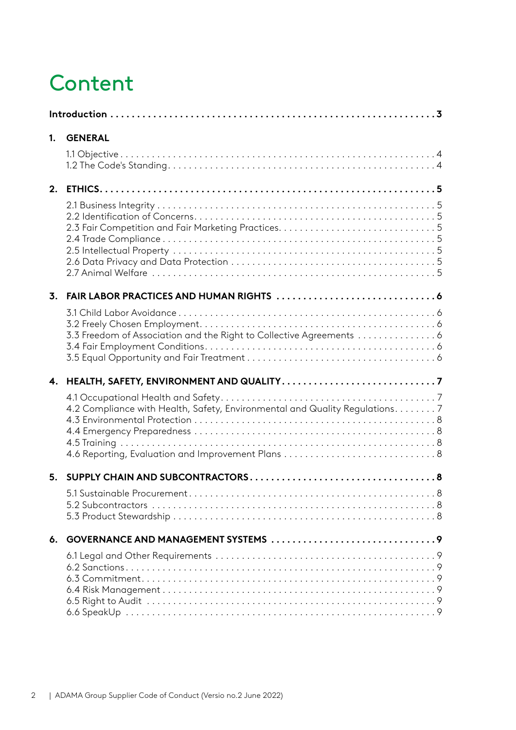# Content

**Introduction** .......... **3**

**1. GENERAL**

1.1 Objective .......... 4
1.2 The Code's Standing .......... 4

**2. ETHICS** .......... **5**

2.1 Business Integrity .......... 5
2.2 Identification of Concerns .......... 5
2.3 Fair Competition and Fair Marketing Practices .......... 5
2.4 Trade Compliance .......... 5
2.5 Intellectual Property .......... 5
2.6 Data Privacy and Data Protection .......... 5
2.7 Animal Welfare .......... 5

**3. FAIR LABOR PRACTICES AND HUMAN RIGHTS** .......... **6**

3.1 Child Labor Avoidance .......... 6
3.2 Freely Chosen Employment .......... 6
3.3 Freedom of Association and the Right to Collective Agreements .......... 6
3.4 Fair Employment Conditions .......... 6
3.5 Equal Opportunity and Fair Treatment .......... 6

**4. HEALTH, SAFETY, ENVIRONMENT AND QUALITY** .......... **7**

4.1 Occupational Health and Safety .......... 7
4.2 Compliance with Health, Safety, Environmental and Quality Regulations .......... 7
4.3 Environmental Protection .......... 8
4.4 Emergency Preparedness .......... 8
4.5 Training .......... 8
4.6 Reporting, Evaluation and Improvement Plans .......... 8

**5. SUPPLY CHAIN AND SUBCONTRACTORS** .......... **8**

5.1 Sustainable Procurement .......... 8
5.2 Subcontractors .......... 8
5.3 Product Stewardship .......... 8

**6. GOVERNANCE AND MANAGEMENT SYSTEMS** .......... **9**

6.1 Legal and Other Requirements .......... 9
6.2 Sanctions .......... 9
6.3 Commitment .......... 9
6.4 Risk Management .......... 9
6.5 Right to Audit .......... 9
6.6 SpeakUp .......... 9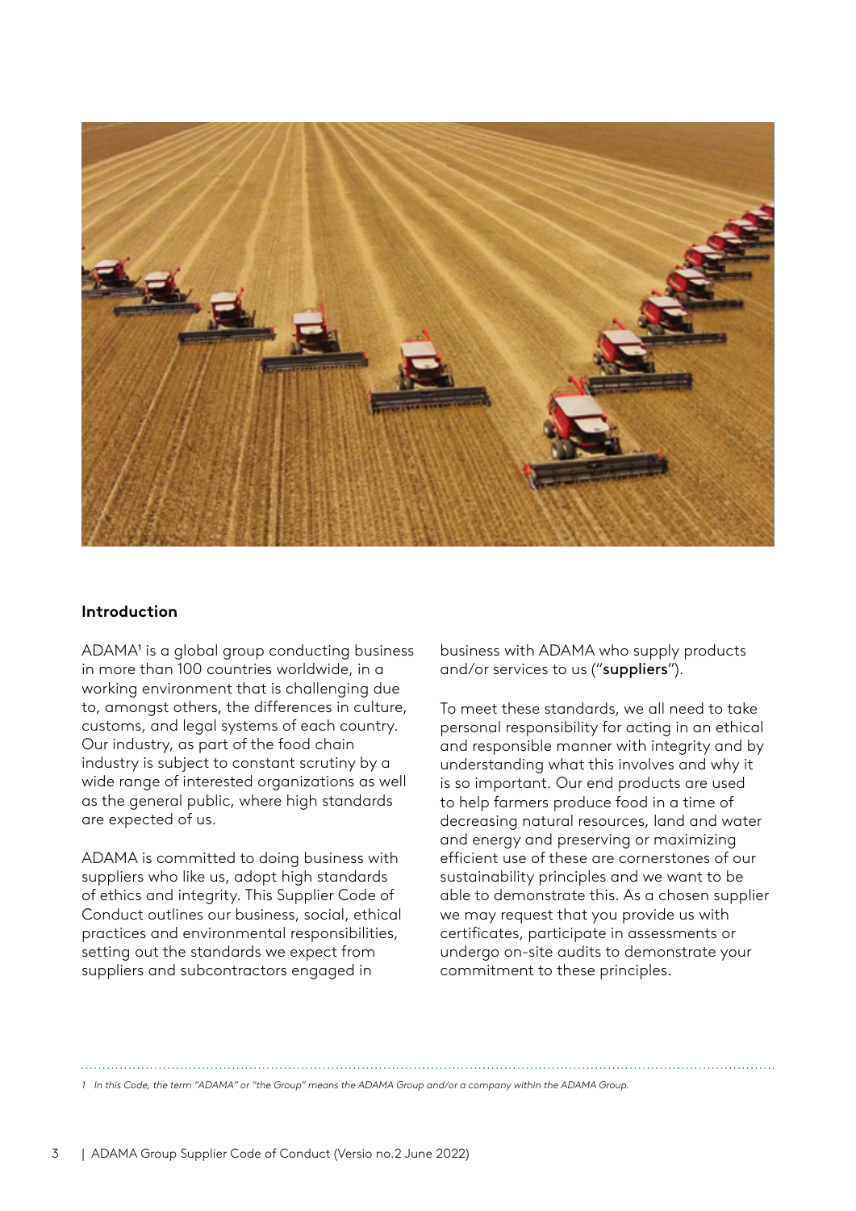## Introduction

ADAMA[1] is a global group conducting business in more than 100 countries worldwide, in a working environment that is challenging due to, amongst others, the differences in culture, customs, and legal systems of each country. Our industry, as part of the food chain industry is subject to constant scrutiny by a wide range of interested organizations as well as the general public, where high standards are expected of us.

ADAMA is committed to doing business with suppliers who like us, adopt high standards of ethics and integrity. This Supplier Code of Conduct outlines our business, social, ethical practices and environmental responsibilities, setting out the standards we expect from suppliers and subcontractors engaged in business with ADAMA who supply products and/or services to us ("**suppliers**").

To meet these standards, we all need to take personal responsibility for acting in an ethical and responsible manner with integrity and by understanding what this involves and why it is so important. Our end products are used to help farmers produce food in a time of decreasing natural resources, land and water and energy and preserving or maximizing efficient use of these are cornerstones of our sustainability principles and we want to be able to demonstrate this. As a chosen supplier we may request that you provide us with certificates, participate in assessments or undergo on-site audits to demonstrate your commitment to these principles.

---

*1 In this Code, the term "ADAMA" or "the Group" means the ADAMA Group and/or a company within the ADAMA Group.*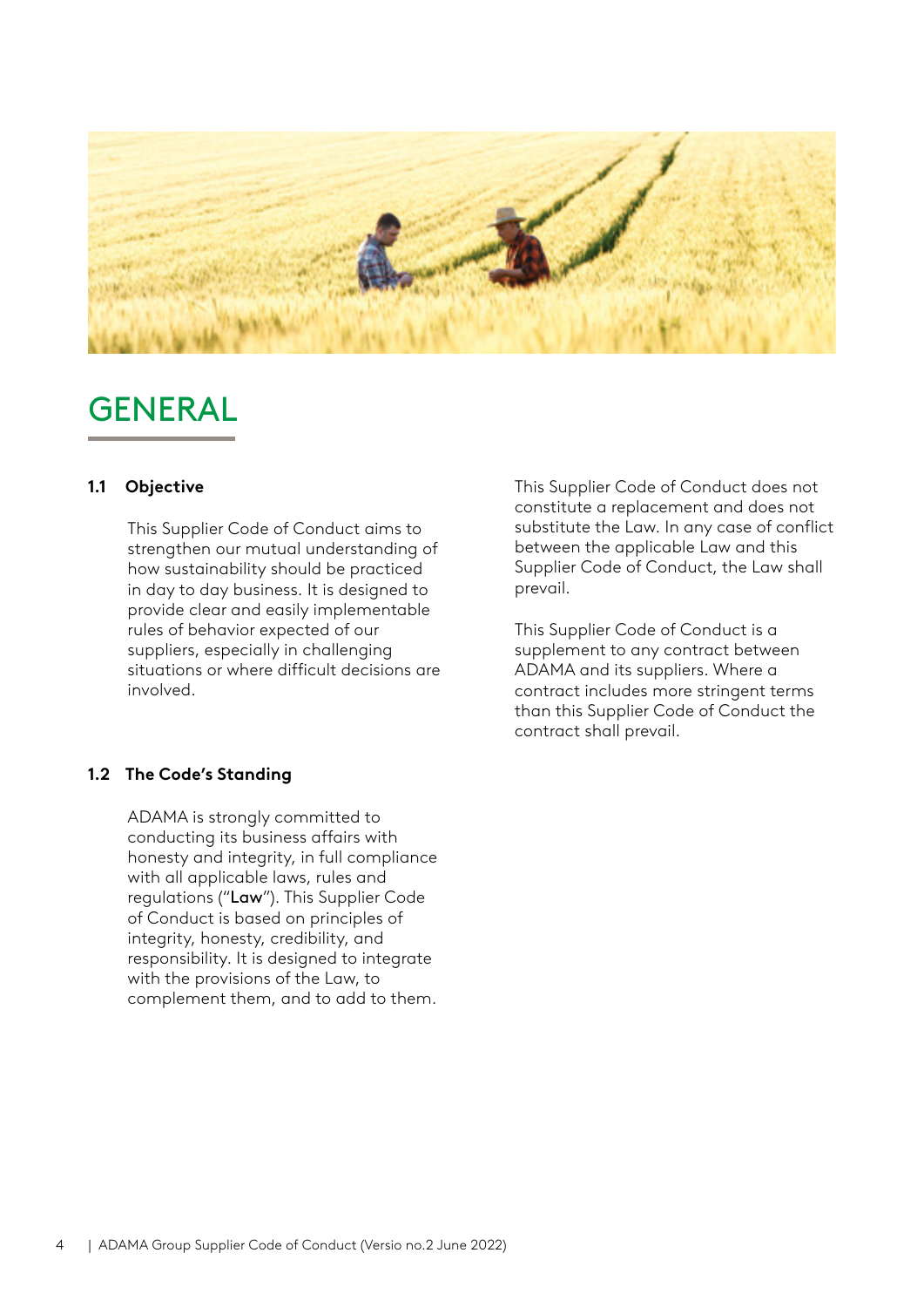# GENERAL

## 1.1 Objective

This Supplier Code of Conduct aims to strengthen our mutual understanding of how sustainability should be practiced in day to day business. It is designed to provide clear and easily implementable rules of behavior expected of our suppliers, especially in challenging situations or where difficult decisions are involved.

## 1.2 The Code's Standing

ADAMA is strongly committed to conducting its business affairs with honesty and integrity, in full compliance with all applicable laws, rules and regulations ("**Law**"). This Supplier Code of Conduct is based on principles of integrity, honesty, credibility, and responsibility. It is designed to integrate with the provisions of the Law, to complement them, and to add to them.

This Supplier Code of Conduct does not constitute a replacement and does not substitute the Law. In any case of conflict between the applicable Law and this Supplier Code of Conduct, the Law shall prevail.

This Supplier Code of Conduct is a supplement to any contract between ADAMA and its suppliers. Where a contract includes more stringent terms than this Supplier Code of Conduct the contract shall prevail.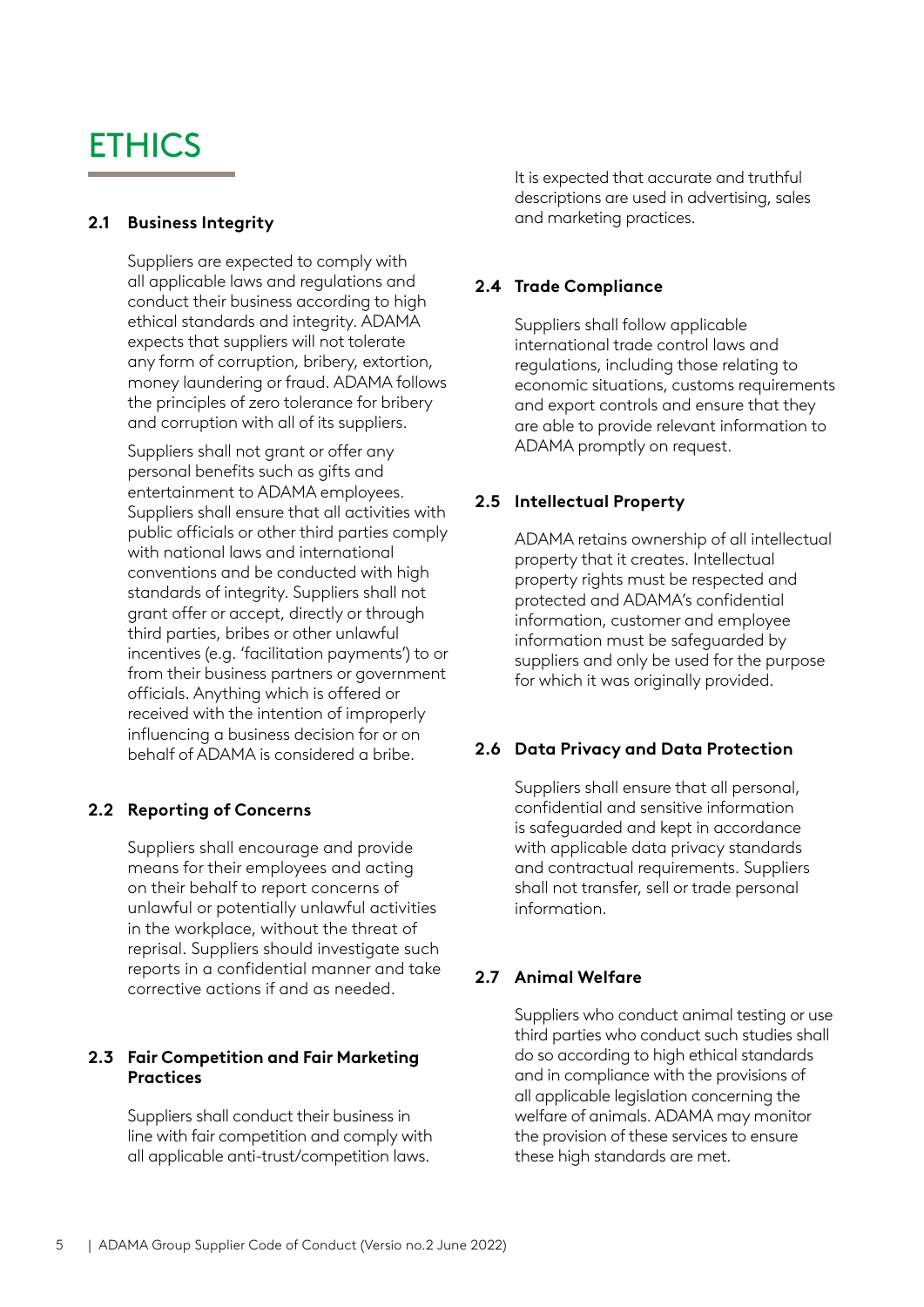# ETHICS

## 2.1 Business Integrity

Suppliers are expected to comply with all applicable laws and regulations and conduct their business according to high ethical standards and integrity. ADAMA expects that suppliers will not tolerate any form of corruption, bribery, extortion, money laundering or fraud. ADAMA follows the principles of zero tolerance for bribery and corruption with all of its suppliers.

Suppliers shall not grant or offer any personal benefits such as gifts and entertainment to ADAMA employees. Suppliers shall ensure that all activities with public officials or other third parties comply with national laws and international conventions and be conducted with high standards of integrity. Suppliers shall not grant offer or accept, directly or through third parties, bribes or other unlawful incentives (e.g. 'facilitation payments') to or from their business partners or government officials. Anything which is offered or received with the intention of improperly influencing a business decision for or on behalf of ADAMA is considered a bribe.

## 2.2 Reporting of Concerns

Suppliers shall encourage and provide means for their employees and acting on their behalf to report concerns of unlawful or potentially unlawful activities in the workplace, without the threat of reprisal. Suppliers should investigate such reports in a confidential manner and take corrective actions if and as needed.

## 2.3 Fair Competition and Fair Marketing Practices

Suppliers shall conduct their business in line with fair competition and comply with all applicable anti-trust/competition laws.

It is expected that accurate and truthful descriptions are used in advertising, sales and marketing practices.

## 2.4 Trade Compliance

Suppliers shall follow applicable international trade control laws and regulations, including those relating to economic situations, customs requirements and export controls and ensure that they are able to provide relevant information to ADAMA promptly on request.

## 2.5 Intellectual Property

ADAMA retains ownership of all intellectual property that it creates. Intellectual property rights must be respected and protected and ADAMA's confidential information, customer and employee information must be safeguarded by suppliers and only be used for the purpose for which it was originally provided.

## 2.6 Data Privacy and Data Protection

Suppliers shall ensure that all personal, confidential and sensitive information is safeguarded and kept in accordance with applicable data privacy standards and contractual requirements. Suppliers shall not transfer, sell or trade personal information.

## 2.7 Animal Welfare

Suppliers who conduct animal testing or use third parties who conduct such studies shall do so according to high ethical standards and in compliance with the provisions of all applicable legislation concerning the welfare of animals. ADAMA may monitor the provision of these services to ensure these high standards are met.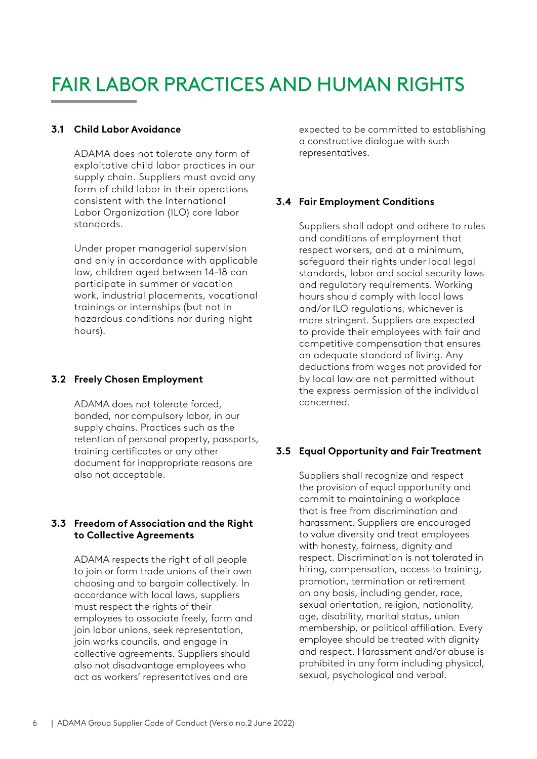# FAIR LABOR PRACTICES AND HUMAN RIGHTS

### 3.1 Child Labor Avoidance

ADAMA does not tolerate any form of exploitative child labor practices in our supply chain. Suppliers must avoid any form of child labor in their operations consistent with the International Labor Organization (ILO) core labor standards.

Under proper managerial supervision and only in accordance with applicable law, children aged between 14-18 can participate in summer or vacation work, industrial placements, vocational trainings or internships (but not in hazardous conditions nor during night hours).

### 3.2 Freely Chosen Employment

ADAMA does not tolerate forced, bonded, nor compulsory labor, in our supply chains. Practices such as the retention of personal property, passports, training certificates or any other document for inappropriate reasons are also not acceptable.

### 3.3 Freedom of Association and the Right to Collective Agreements

ADAMA respects the right of all people to join or form trade unions of their own choosing and to bargain collectively. In accordance with local laws, suppliers must respect the rights of their employees to associate freely, form and join labor unions, seek representation, join works councils, and engage in collective agreements. Suppliers should also not disadvantage employees who act as workers' representatives and are expected to be committed to establishing a constructive dialogue with such representatives.

### 3.4 Fair Employment Conditions

Suppliers shall adopt and adhere to rules and conditions of employment that respect workers, and at a minimum, safeguard their rights under local legal standards, labor and social security laws and regulatory requirements. Working hours should comply with local laws and/or ILO regulations, whichever is more stringent. Suppliers are expected to provide their employees with fair and competitive compensation that ensures an adequate standard of living. Any deductions from wages not provided for by local law are not permitted without the express permission of the individual concerned.

### 3.5 Equal Opportunity and Fair Treatment

Suppliers shall recognize and respect the provision of equal opportunity and commit to maintaining a workplace that is free from discrimination and harassment. Suppliers are encouraged to value diversity and treat employees with honesty, fairness, dignity and respect. Discrimination is not tolerated in hiring, compensation, access to training, promotion, termination or retirement on any basis, including gender, race, sexual orientation, religion, nationality, age, disability, marital status, union membership, or political affiliation. Every employee should be treated with dignity and respect. Harassment and/or abuse is prohibited in any form including physical, sexual, psychological and verbal.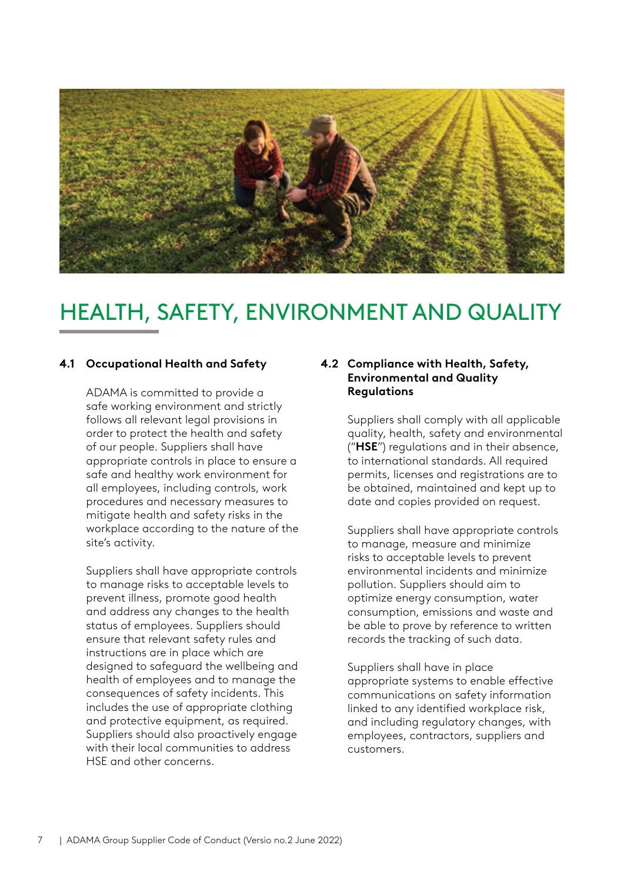# HEALTH, SAFETY, ENVIRONMENT AND QUALITY

## 4.1 Occupational Health and Safety

ADAMA is committed to provide a safe working environment and strictly follows all relevant legal provisions in order to protect the health and safety of our people. Suppliers shall have appropriate controls in place to ensure a safe and healthy work environment for all employees, including controls, work procedures and necessary measures to mitigate health and safety risks in the workplace according to the nature of the site's activity.

Suppliers shall have appropriate controls to manage risks to acceptable levels to prevent illness, promote good health and address any changes to the health status of employees. Suppliers should ensure that relevant safety rules and instructions are in place which are designed to safeguard the wellbeing and health of employees and to manage the consequences of safety incidents. This includes the use of appropriate clothing and protective equipment, as required. Suppliers should also proactively engage with their local communities to address HSE and other concerns.

## 4.2 Compliance with Health, Safety, Environmental and Quality Regulations

Suppliers shall comply with all applicable quality, health, safety and environmental ("**HSE**") regulations and in their absence, to international standards. All required permits, licenses and registrations are to be obtained, maintained and kept up to date and copies provided on request.

Suppliers shall have appropriate controls to manage, measure and minimize risks to acceptable levels to prevent environmental incidents and minimize pollution. Suppliers should aim to optimize energy consumption, water consumption, emissions and waste and be able to prove by reference to written records the tracking of such data.

Suppliers shall have in place appropriate systems to enable effective communications on safety information linked to any identified workplace risk, and including regulatory changes, with employees, contractors, suppliers and customers.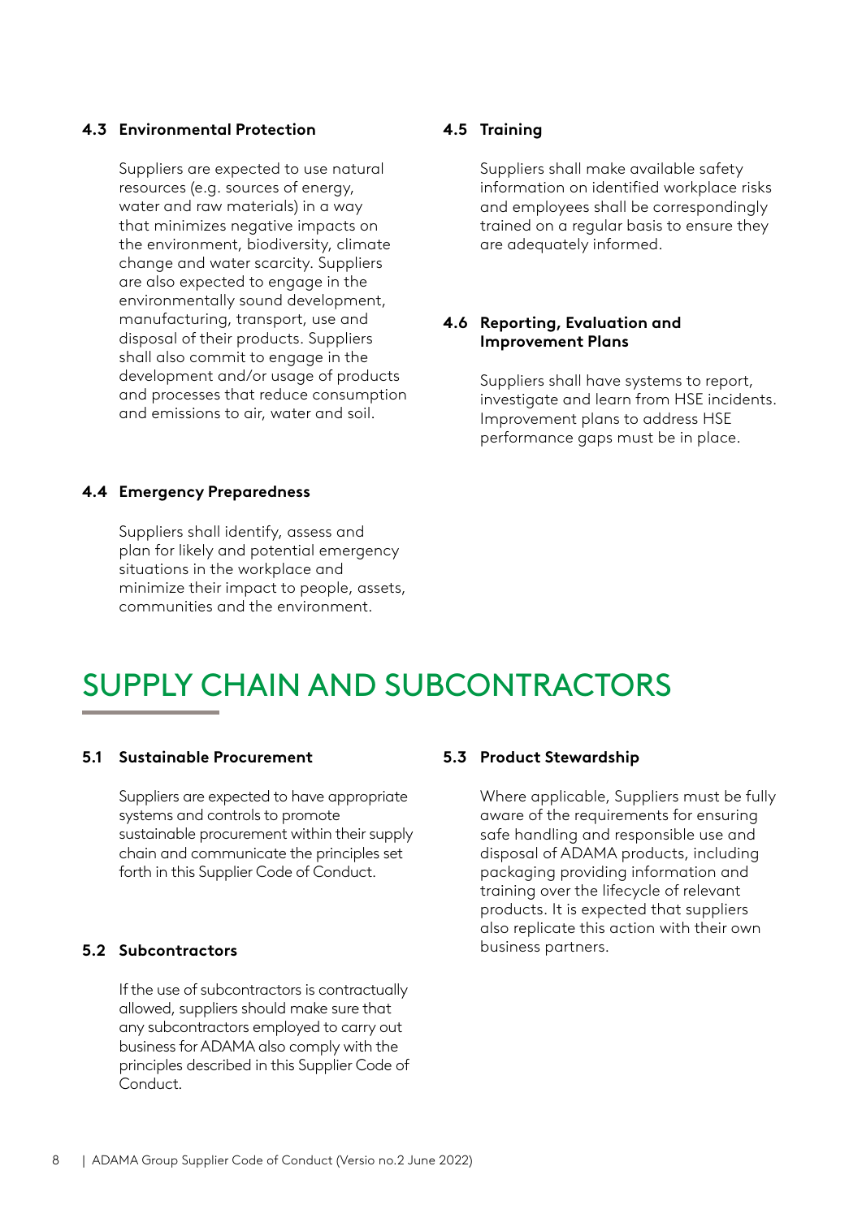### 4.3 Environmental Protection

Suppliers are expected to use natural resources (e.g. sources of energy, water and raw materials) in a way that minimizes negative impacts on the environment, biodiversity, climate change and water scarcity. Suppliers are also expected to engage in the environmentally sound development, manufacturing, transport, use and disposal of their products. Suppliers shall also commit to engage in the development and/or usage of products and processes that reduce consumption and emissions to air, water and soil.

### 4.4 Emergency Preparedness

Suppliers shall identify, assess and plan for likely and potential emergency situations in the workplace and minimize their impact to people, assets, communities and the environment.

### 4.5 Training

Suppliers shall make available safety information on identified workplace risks and employees shall be correspondingly trained on a regular basis to ensure they are adequately informed.

### 4.6 Reporting, Evaluation and Improvement Plans

Suppliers shall have systems to report, investigate and learn from HSE incidents. Improvement plans to address HSE performance gaps must be in place.

## SUPPLY CHAIN AND SUBCONTRACTORS

### 5.1 Sustainable Procurement

Suppliers are expected to have appropriate systems and controls to promote sustainable procurement within their supply chain and communicate the principles set forth in this Supplier Code of Conduct.

### 5.2 Subcontractors

If the use of subcontractors is contractually allowed, suppliers should make sure that any subcontractors employed to carry out business for ADAMA also comply with the principles described in this Supplier Code of Conduct.

### 5.3 Product Stewardship

Where applicable, Suppliers must be fully aware of the requirements for ensuring safe handling and responsible use and disposal of ADAMA products, including packaging providing information and training over the lifecycle of relevant products. It is expected that suppliers also replicate this action with their own business partners.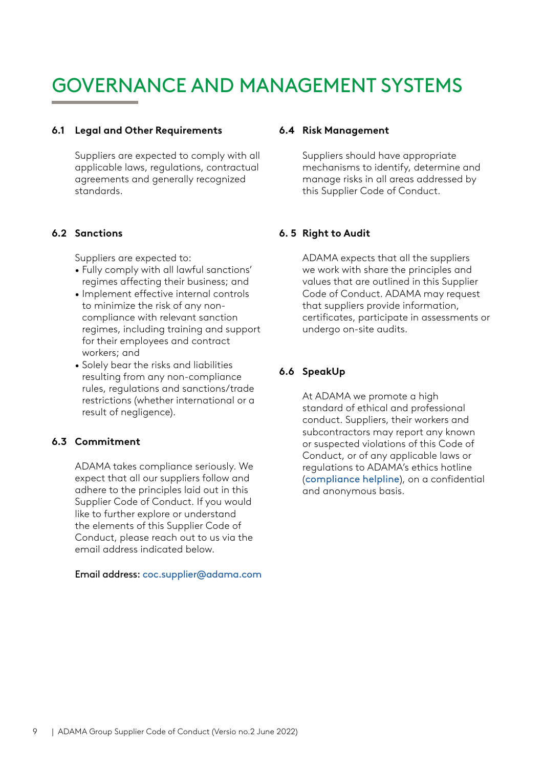# GOVERNANCE AND MANAGEMENT SYSTEMS

### 6.1 Legal and Other Requirements

Suppliers are expected to comply with all applicable laws, regulations, contractual agreements and generally recognized standards.

### 6.2 Sanctions

Suppliers are expected to:

- Fully comply with all lawful sanctions' regimes affecting their business; and
- Implement effective internal controls to minimize the risk of any non-compliance with relevant sanction regimes, including training and support for their employees and contract workers; and
- Solely bear the risks and liabilities resulting from any non-compliance rules, regulations and sanctions/trade restrictions (whether international or a result of negligence).

### 6.3 Commitment

ADAMA takes compliance seriously. We expect that all our suppliers follow and adhere to the principles laid out in this Supplier Code of Conduct. If you would like to further explore or understand the elements of this Supplier Code of Conduct, please reach out to us via the email address indicated below.

Email address: coc.supplier@adama.com

### 6.4 Risk Management

Suppliers should have appropriate mechanisms to identify, determine and manage risks in all areas addressed by this Supplier Code of Conduct.

### 6. 5 Right to Audit

ADAMA expects that all the suppliers we work with share the principles and values that are outlined in this Supplier Code of Conduct. ADAMA may request that suppliers provide information, certificates, participate in assessments or undergo on-site audits.

### 6.6 SpeakUp

At ADAMA we promote a high standard of ethical and professional conduct. Suppliers, their workers and subcontractors may report any known or suspected violations of this Code of Conduct, or of any applicable laws or regulations to ADAMA's ethics hotline (**compliance helpline**), on a confidential and anonymous basis.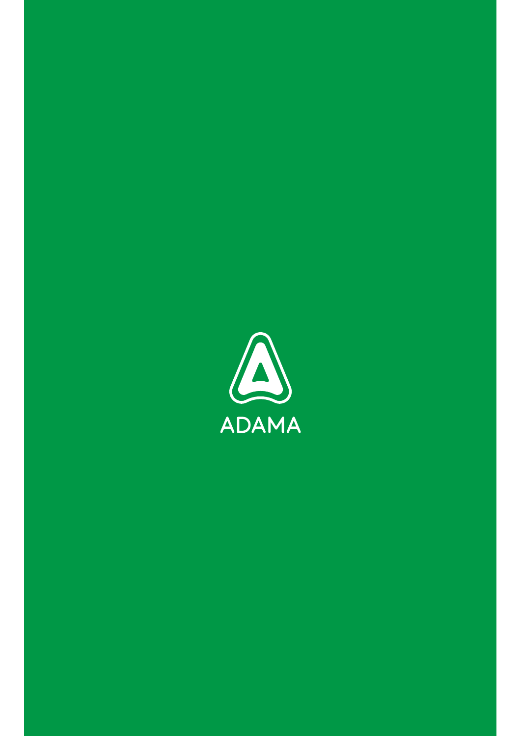ADAMA